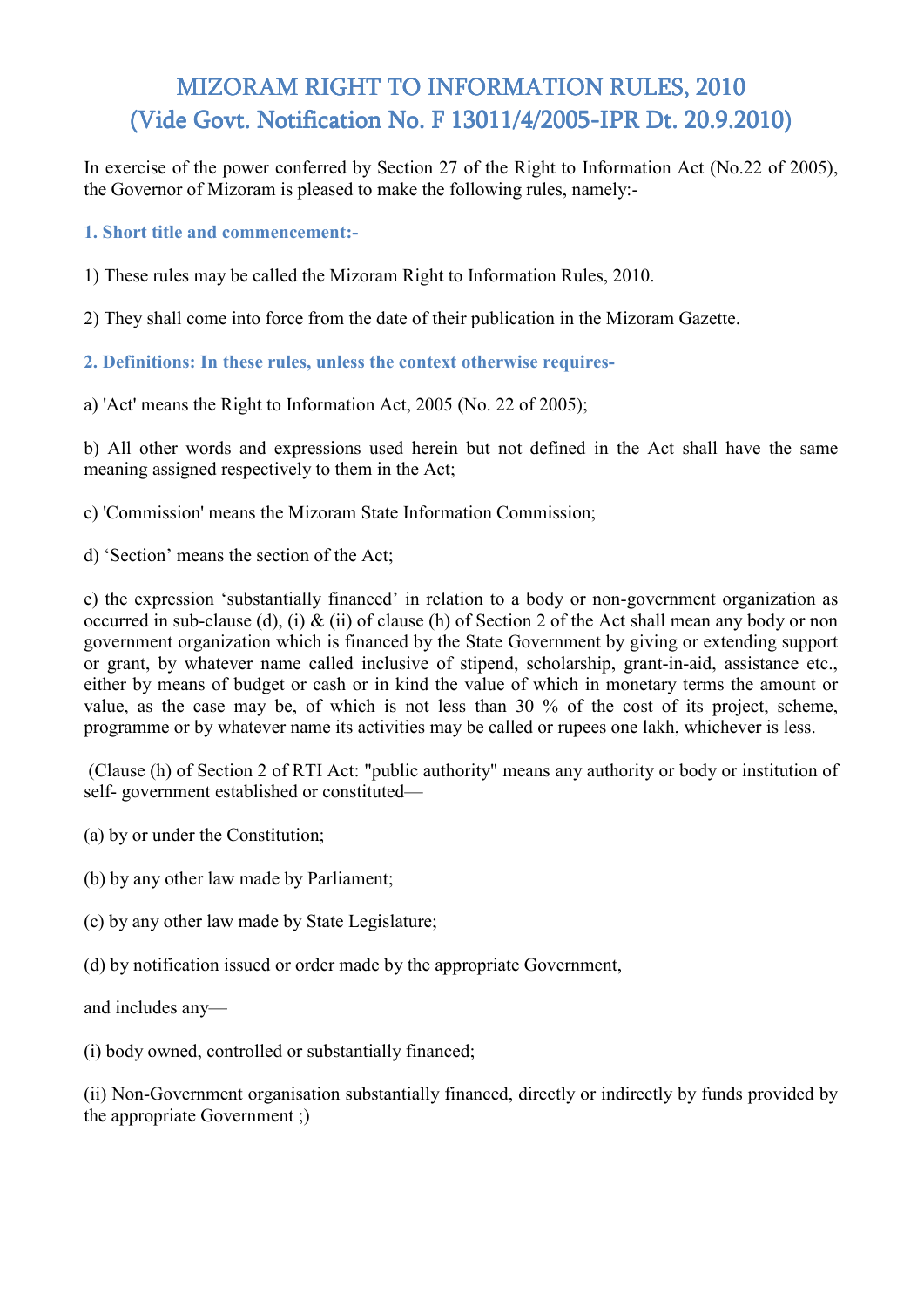# MIZORAM RIGHT TO INFORMATION RULES, 2010
# (Vide Govt. Notification No. F 13011/4/2005-IPR Dt. 20.9.2010)

In exercise of the power conferred by Section 27 of the Right to Information Act (No.22 of 2005), the Governor of Mizoram is pleased to make the following rules, namely:-

### 1. Short title and commencement:-

1) These rules may be called the Mizoram Right to Information Rules, 2010.

2) They shall come into force from the date of their publication in the Mizoram Gazette.

### 2. Definitions: In these rules, unless the context otherwise requires-

a) 'Act' means the Right to Information Act, 2005 (No. 22 of 2005);

b) All other words and expressions used herein but not defined in the Act shall have the same meaning assigned respectively to them in the Act;

c) 'Commission' means the Mizoram State Information Commission;

d) 'Section' means the section of the Act;

e) the expression 'substantially financed' in relation to a body or non-government organization as occurred in sub-clause (d), (i) & (ii) of clause (h) of Section 2 of the Act shall mean any body or non government organization which is financed by the State Government by giving or extending support or grant, by whatever name called inclusive of stipend, scholarship, grant-in-aid, assistance etc., either by means of budget or cash or in kind the value of which in monetary terms the amount or value, as the case may be, of which is not less than 30 % of the cost of its project, scheme, programme or by whatever name its activities may be called or rupees one lakh, whichever is less.

(Clause (h) of Section 2 of RTI Act: "public authority" means any authority or body or institution of self- government established or constituted—

(a) by or under the Constitution;

(b) by any other law made by Parliament;

(c) by any other law made by State Legislature;

(d) by notification issued or order made by the appropriate Government,

and includes any—

(i) body owned, controlled or substantially financed;

(ii) Non-Government organisation substantially financed, directly or indirectly by funds provided by the appropriate Government ;)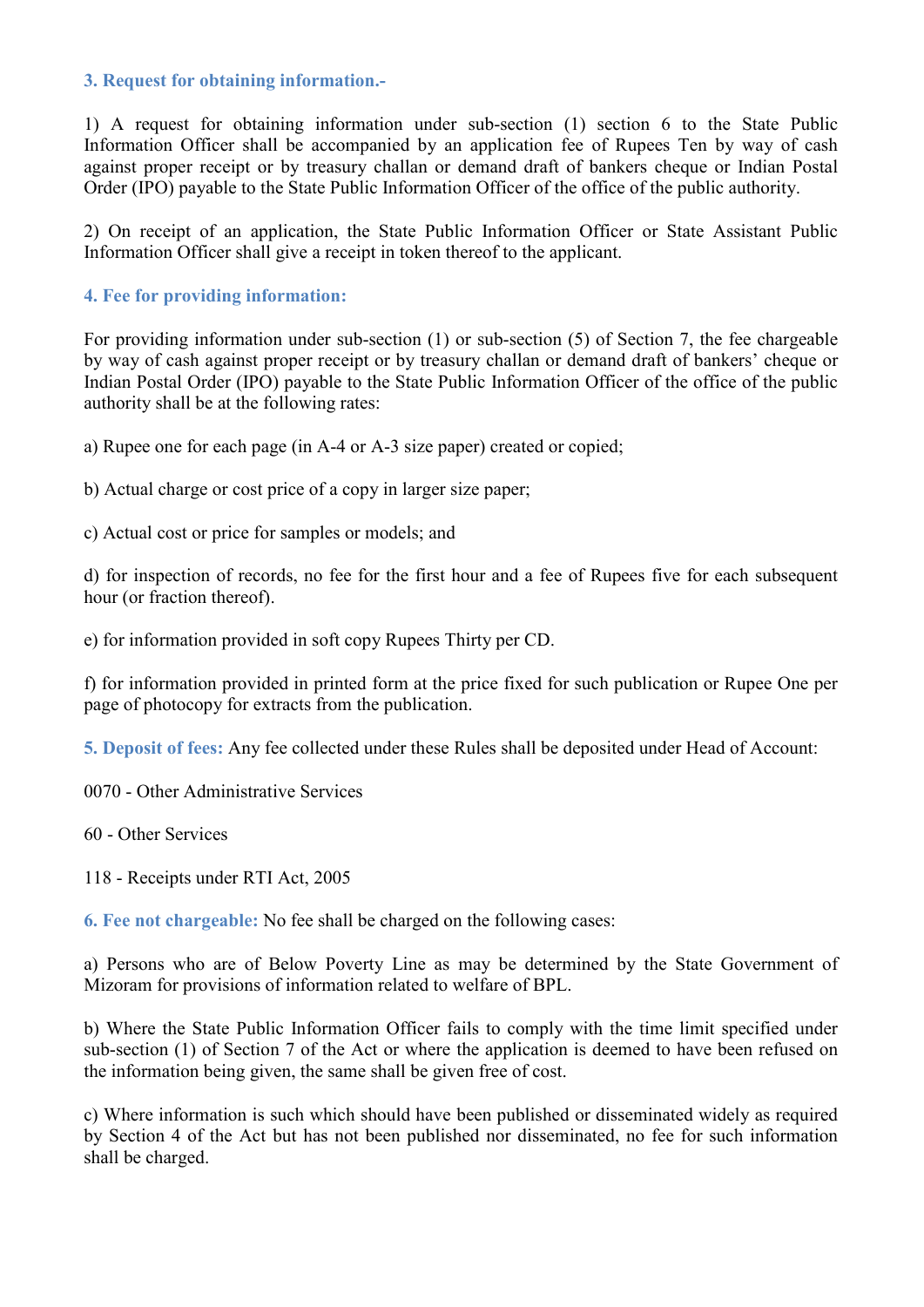### 3. Request for obtaining information.-

1) A request for obtaining information under sub-section (1) section 6 to the State Public Information Officer shall be accompanied by an application fee of Rupees Ten by way of cash against proper receipt or by treasury challan or demand draft of bankers cheque or Indian Postal Order (IPO) payable to the State Public Information Officer of the office of the public authority.

2) On receipt of an application, the State Public Information Officer or State Assistant Public Information Officer shall give a receipt in token thereof to the applicant.

### 4. Fee for providing information:

For providing information under sub-section (1) or sub-section (5) of Section 7, the fee chargeable by way of cash against proper receipt or by treasury challan or demand draft of bankers' cheque or Indian Postal Order (IPO) payable to the State Public Information Officer of the office of the public authority shall be at the following rates:

a) Rupee one for each page (in A-4 or A-3 size paper) created or copied;

b) Actual charge or cost price of a copy in larger size paper;

c) Actual cost or price for samples or models; and

d) for inspection of records, no fee for the first hour and a fee of Rupees five for each subsequent hour (or fraction thereof).

e) for information provided in soft copy Rupees Thirty per CD.

f) for information provided in printed form at the price fixed for such publication or Rupee One per page of photocopy for extracts from the publication.

**5. Deposit of fees:** Any fee collected under these Rules shall be deposited under Head of Account:

0070 - Other Administrative Services

60 - Other Services

118 - Receipts under RTI Act, 2005

**6. Fee not chargeable:** No fee shall be charged on the following cases:

a) Persons who are of Below Poverty Line as may be determined by the State Government of Mizoram for provisions of information related to welfare of BPL.

b) Where the State Public Information Officer fails to comply with the time limit specified under sub-section (1) of Section 7 of the Act or where the application is deemed to have been refused on the information being given, the same shall be given free of cost.

c) Where information is such which should have been published or disseminated widely as required by Section 4 of the Act but has not been published nor disseminated, no fee for such information shall be charged.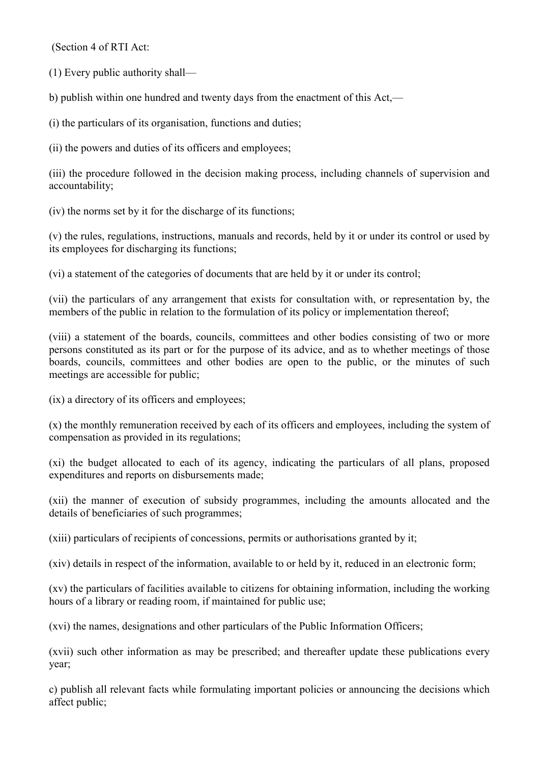(Section 4 of RTI Act:

(1) Every public authority shall—

b) publish within one hundred and twenty days from the enactment of this Act,—

(i) the particulars of its organisation, functions and duties;

(ii) the powers and duties of its officers and employees;

(iii) the procedure followed in the decision making process, including channels of supervision and accountability;

(iv) the norms set by it for the discharge of its functions;

(v) the rules, regulations, instructions, manuals and records, held by it or under its control or used by its employees for discharging its functions;

(vi) a statement of the categories of documents that are held by it or under its control;

(vii) the particulars of any arrangement that exists for consultation with, or representation by, the members of the public in relation to the formulation of its policy or implementation thereof;

(viii) a statement of the boards, councils, committees and other bodies consisting of two or more persons constituted as its part or for the purpose of its advice, and as to whether meetings of those boards, councils, committees and other bodies are open to the public, or the minutes of such meetings are accessible for public;

(ix) a directory of its officers and employees;

(x) the monthly remuneration received by each of its officers and employees, including the system of compensation as provided in its regulations;

(xi) the budget allocated to each of its agency, indicating the particulars of all plans, proposed expenditures and reports on disbursements made;

(xii) the manner of execution of subsidy programmes, including the amounts allocated and the details of beneficiaries of such programmes;

(xiii) particulars of recipients of concessions, permits or authorisations granted by it;

(xiv) details in respect of the information, available to or held by it, reduced in an electronic form;

(xv) the particulars of facilities available to citizens for obtaining information, including the working hours of a library or reading room, if maintained for public use;

(xvi) the names, designations and other particulars of the Public Information Officers;

(xvii) such other information as may be prescribed; and thereafter update these publications every year;

c) publish all relevant facts while formulating important policies or announcing the decisions which affect public;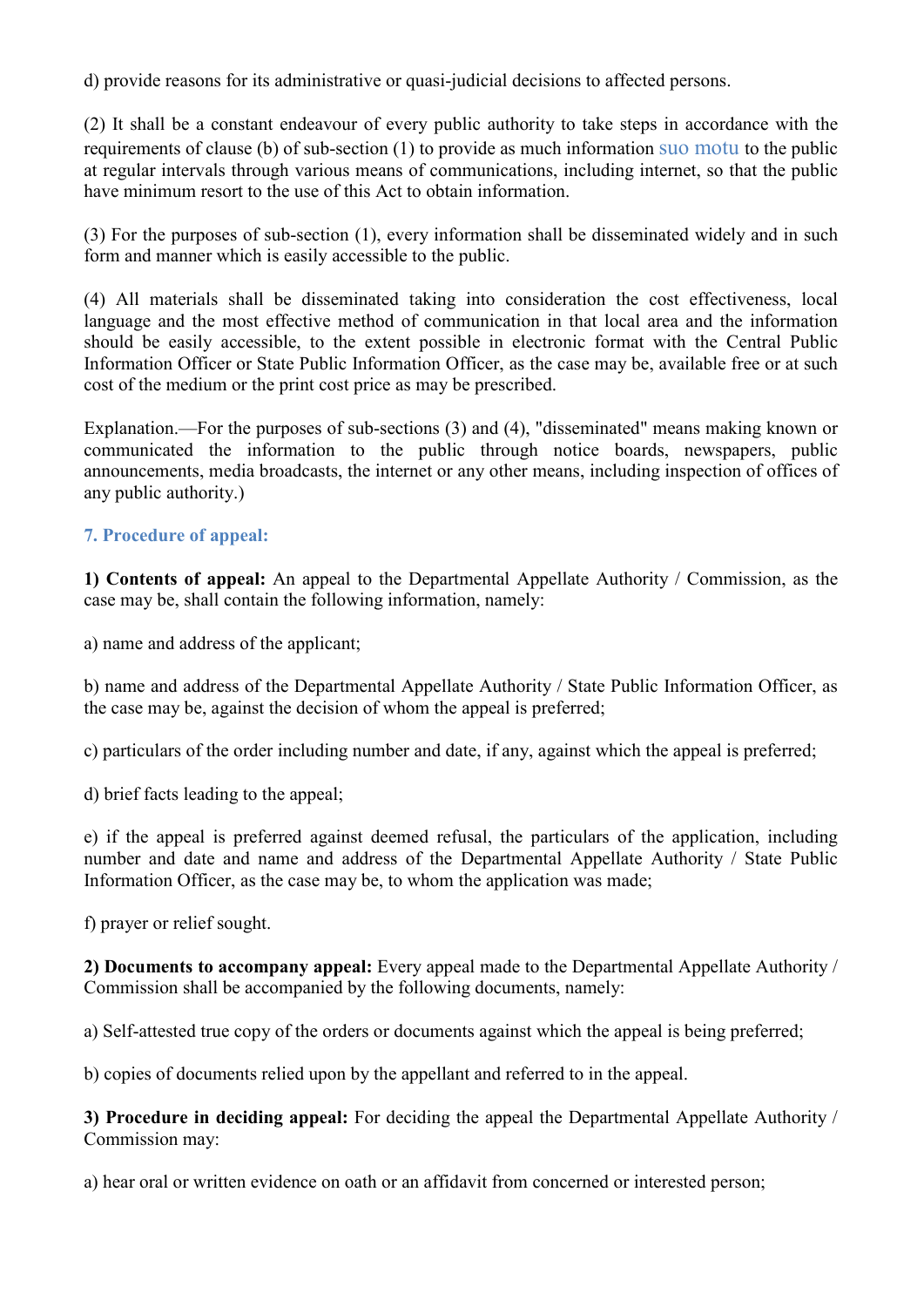d) provide reasons for its administrative or quasi-judicial decisions to affected persons.

(2) It shall be a constant endeavour of every public authority to take steps in accordance with the requirements of clause (b) of sub-section (1) to provide as much information suo motu to the public at regular intervals through various means of communications, including internet, so that the public have minimum resort to the use of this Act to obtain information.

(3) For the purposes of sub-section (1), every information shall be disseminated widely and in such form and manner which is easily accessible to the public.

(4) All materials shall be disseminated taking into consideration the cost effectiveness, local language and the most effective method of communication in that local area and the information should be easily accessible, to the extent possible in electronic format with the Central Public Information Officer or State Public Information Officer, as the case may be, available free or at such cost of the medium or the print cost price as may be prescribed.

Explanation.—For the purposes of sub-sections (3) and (4), "disseminated" means making known or communicated the information to the public through notice boards, newspapers, public announcements, media broadcasts, the internet or any other means, including inspection of offices of any public authority.)

### 7. Procedure of appeal:

**1) Contents of appeal:** An appeal to the Departmental Appellate Authority / Commission, as the case may be, shall contain the following information, namely:

a) name and address of the applicant;

b) name and address of the Departmental Appellate Authority / State Public Information Officer, as the case may be, against the decision of whom the appeal is preferred;

c) particulars of the order including number and date, if any, against which the appeal is preferred;

d) brief facts leading to the appeal;

e) if the appeal is preferred against deemed refusal, the particulars of the application, including number and date and name and address of the Departmental Appellate Authority / State Public Information Officer, as the case may be, to whom the application was made;

f) prayer or relief sought.

**2) Documents to accompany appeal:** Every appeal made to the Departmental Appellate Authority / Commission shall be accompanied by the following documents, namely:

a) Self-attested true copy of the orders or documents against which the appeal is being preferred;

b) copies of documents relied upon by the appellant and referred to in the appeal.

**3) Procedure in deciding appeal:** For deciding the appeal the Departmental Appellate Authority / Commission may:

a) hear oral or written evidence on oath or an affidavit from concerned or interested person;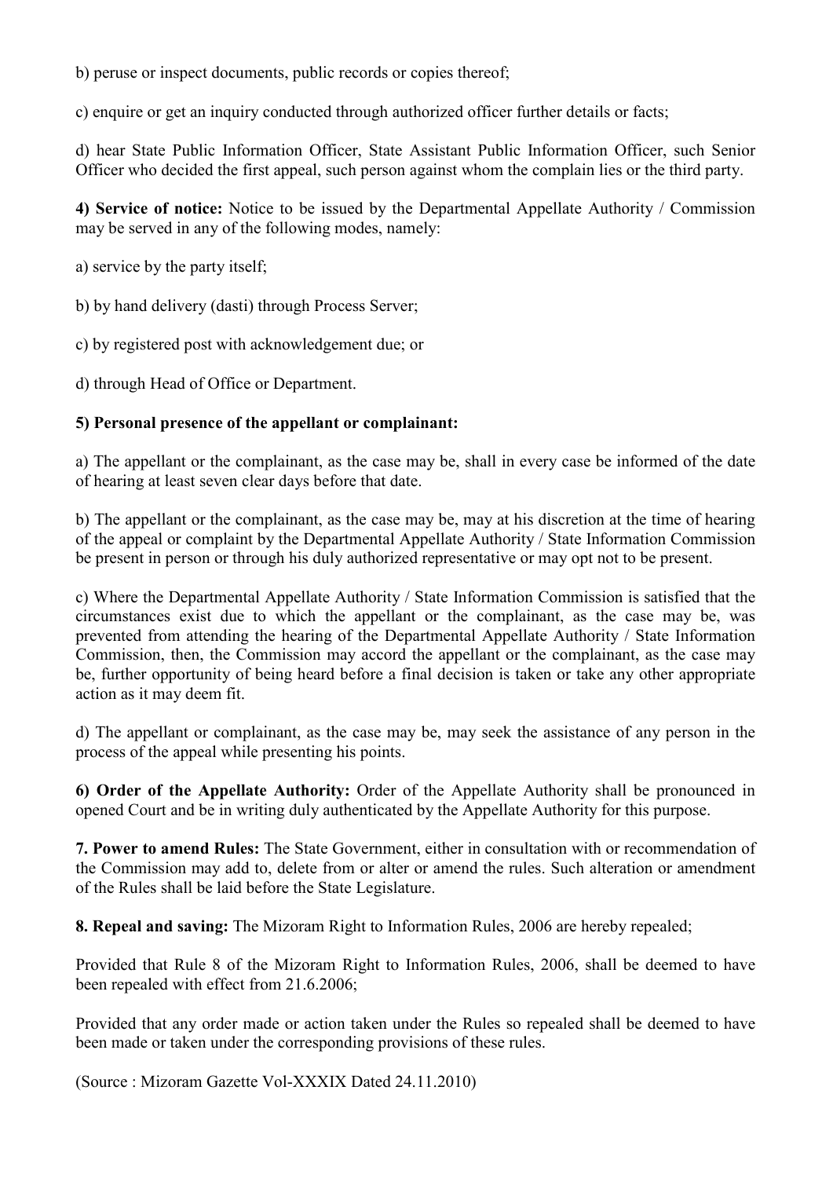b) peruse or inspect documents, public records or copies thereof;

c) enquire or get an inquiry conducted through authorized officer further details or facts;

d) hear State Public Information Officer, State Assistant Public Information Officer, such Senior Officer who decided the first appeal, such person against whom the complain lies or the third party.

**4) Service of notice:** Notice to be issued by the Departmental Appellate Authority / Commission may be served in any of the following modes, namely:

a) service by the party itself;

b) by hand delivery (dasti) through Process Server;

c) by registered post with acknowledgement due; or

d) through Head of Office or Department.

**5) Personal presence of the appellant or complainant:**

a) The appellant or the complainant, as the case may be, shall in every case be informed of the date of hearing at least seven clear days before that date.

b) The appellant or the complainant, as the case may be, may at his discretion at the time of hearing of the appeal or complaint by the Departmental Appellate Authority / State Information Commission be present in person or through his duly authorized representative or may opt not to be present.

c) Where the Departmental Appellate Authority / State Information Commission is satisfied that the circumstances exist due to which the appellant or the complainant, as the case may be, was prevented from attending the hearing of the Departmental Appellate Authority / State Information Commission, then, the Commission may accord the appellant or the complainant, as the case may be, further opportunity of being heard before a final decision is taken or take any other appropriate action as it may deem fit.

d) The appellant or complainant, as the case may be, may seek the assistance of any person in the process of the appeal while presenting his points.

**6) Order of the Appellate Authority:** Order of the Appellate Authority shall be pronounced in opened Court and be in writing duly authenticated by the Appellate Authority for this purpose.

**7. Power to amend Rules:** The State Government, either in consultation with or recommendation of the Commission may add to, delete from or alter or amend the rules. Such alteration or amendment of the Rules shall be laid before the State Legislature.

**8. Repeal and saving:** The Mizoram Right to Information Rules, 2006 are hereby repealed;

Provided that Rule 8 of the Mizoram Right to Information Rules, 2006, shall be deemed to have been repealed with effect from 21.6.2006;

Provided that any order made or action taken under the Rules so repealed shall be deemed to have been made or taken under the corresponding provisions of these rules.

(Source : Mizoram Gazette Vol-XXXIX Dated 24.11.2010)